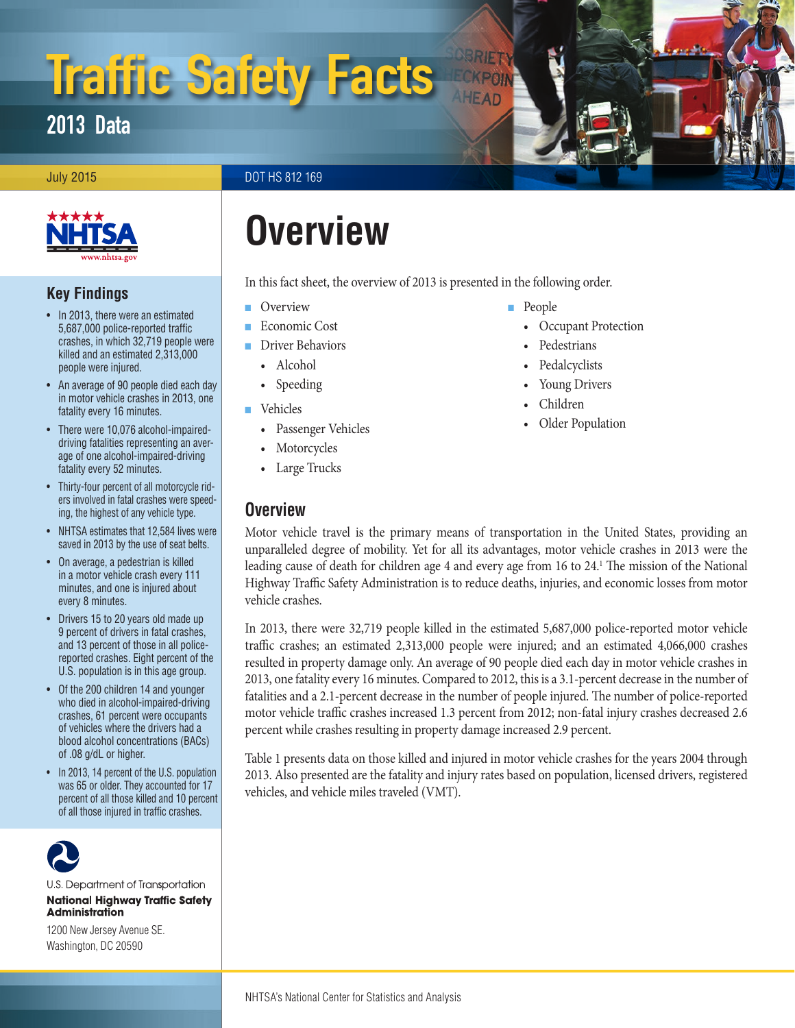# Traffic Safety Facts

## 2013 Data

July 2015

DOT HS 812 169

# Overview

In this fact sheet, the overview of 2013 is presented in the following order.

- Overview
- Economic Cost
- Driver Behaviors
  - Alcohol
  - Speeding
- Vehicles
  - Passenger Vehicles
  - Motorcycles
  - Large Trucks
- People
  - Occupant Protection
  - Pedestrians
  - Pedalcyclists
  - Young Drivers
  - Children
  - Older Population

## Overview

Motor vehicle travel is the primary means of transportation in the United States, providing an unparalleled degree of mobility. Yet for all its advantages, motor vehicle crashes in 2013 were the leading cause of death for children age 4 and every age from 16 to 24.[1] The mission of the National Highway Traffic Safety Administration is to reduce deaths, injuries, and economic losses from motor vehicle crashes.

In 2013, there were 32,719 people killed in the estimated 5,687,000 police-reported motor vehicle traffic crashes; an estimated 2,313,000 people were injured; and an estimated 4,066,000 crashes resulted in property damage only. An average of 90 people died each day in motor vehicle crashes in 2013, one fatality every 16 minutes. Compared to 2012, this is a 3.1-percent decrease in the number of fatalities and a 2.1-percent decrease in the number of people injured. The number of police-reported motor vehicle traffic crashes increased 1.3 percent from 2012; non-fatal injury crashes decreased 2.6 percent while crashes resulting in property damage increased 2.9 percent.

Table 1 presents data on those killed and injured in motor vehicle crashes for the years 2004 through 2013. Also presented are the fatality and injury rates based on population, licensed drivers, registered vehicles, and vehicle miles traveled (VMT).

## Key Findings

- In 2013, there were an estimated 5,687,000 police-reported traffic crashes, in which 32,719 people were killed and an estimated 2,313,000 people were injured.
- An average of 90 people died each day in motor vehicle crashes in 2013, one fatality every 16 minutes.
- There were 10,076 alcohol-impaired-driving fatalities representing an average of one alcohol-impaired-driving fatality every 52 minutes.
- Thirty-four percent of all motorcycle riders involved in fatal crashes were speeding, the highest of any vehicle type.
- NHTSA estimates that 12,584 lives were saved in 2013 by the use of seat belts.
- On average, a pedestrian is killed in a motor vehicle crash every 111 minutes, and one is injured about every 8 minutes.
- Drivers 15 to 20 years old made up 9 percent of drivers in fatal crashes, and 13 percent of those in all police-reported crashes. Eight percent of the U.S. population is in this age group.
- Of the 200 children 14 and younger who died in alcohol-impaired-driving crashes, 61 percent were occupants of vehicles where the drivers had a blood alcohol concentrations (BACs) of .08 g/dL or higher.
- In 2013, 14 percent of the U.S. population was 65 or older. They accounted for 17 percent of all those killed and 10 percent of all those injured in traffic crashes.

U.S. Department of Transportation
**National Highway Traffic Safety Administration**
1200 New Jersey Avenue SE.
Washington, DC 20590

NHTSA's National Center for Statistics and Analysis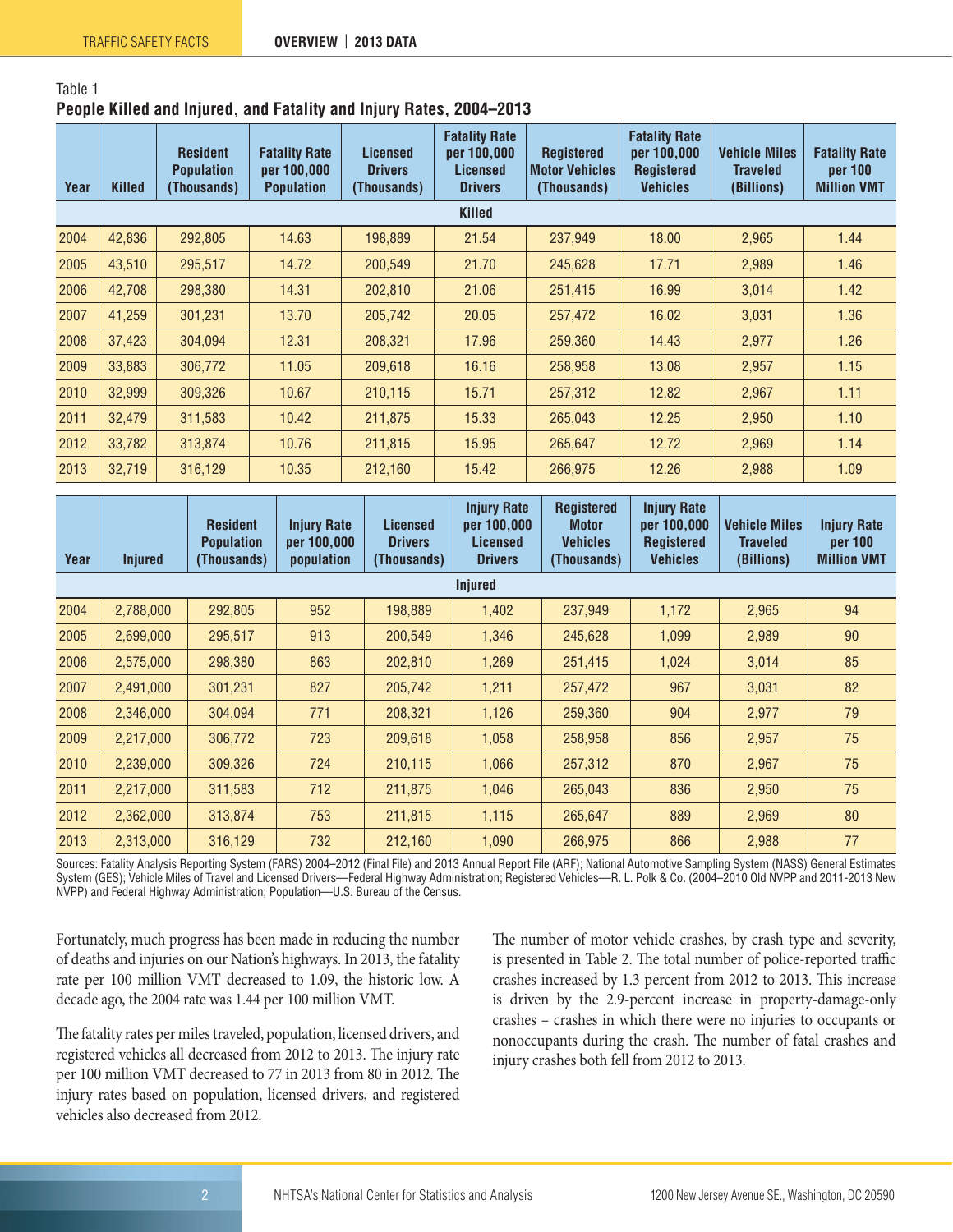Table 1

**People Killed and Injured, and Fatality and Injury Rates, 2004–2013**

| Year | Killed | Resident Population (Thousands) | Fatality Rate per 100,000 Population | Licensed Drivers (Thousands) | Fatality Rate per 100,000 Licensed Drivers | Registered Motor Vehicles (Thousands) | Fatality Rate per 100,000 Registered Vehicles | Vehicle Miles Traveled (Billions) | Fatality Rate per 100 Million VMT |
|---|---|---|---|---|---|---|---|---|---|
| | | | | | **Killed** | | | | |
| 2004 | 42,836 | 292,805 | 14.63 | 198,889 | 21.54 | 237,949 | 18.00 | 2,965 | 1.44 |
| 2005 | 43,510 | 295,517 | 14.72 | 200,549 | 21.70 | 245,628 | 17.71 | 2,989 | 1.46 |
| 2006 | 42,708 | 298,380 | 14.31 | 202,810 | 21.06 | 251,415 | 16.99 | 3,014 | 1.42 |
| 2007 | 41,259 | 301,231 | 13.70 | 205,742 | 20.05 | 257,472 | 16.02 | 3,031 | 1.36 |
| 2008 | 37,423 | 304,094 | 12.31 | 208,321 | 17.96 | 259,360 | 14.43 | 2,977 | 1.26 |
| 2009 | 33,883 | 306,772 | 11.05 | 209,618 | 16.16 | 258,958 | 13.08 | 2,957 | 1.15 |
| 2010 | 32,999 | 309,326 | 10.67 | 210,115 | 15.71 | 257,312 | 12.82 | 2,967 | 1.11 |
| 2011 | 32,479 | 311,583 | 10.42 | 211,875 | 15.33 | 265,043 | 12.25 | 2,950 | 1.10 |
| 2012 | 33,782 | 313,874 | 10.76 | 211,815 | 15.95 | 265,647 | 12.72 | 2,969 | 1.14 |
| 2013 | 32,719 | 316,129 | 10.35 | 212,160 | 15.42 | 266,975 | 12.26 | 2,988 | 1.09 |

| Year | Injured | Resident Population (Thousands) | Injury Rate per 100,000 population | Licensed Drivers (Thousands) | Injury Rate per 100,000 Licensed Drivers | Registered Motor Vehicles (Thousands) | Injury Rate per 100,000 Registered Vehicles | Vehicle Miles Traveled (Billions) | Injury Rate per 100 Million VMT |
|---|---|---|---|---|---|---|---|---|---|
| | | | | | **Injured** | | | | |
| 2004 | 2,788,000 | 292,805 | 952 | 198,889 | 1,402 | 237,949 | 1,172 | 2,965 | 94 |
| 2005 | 2,699,000 | 295,517 | 913 | 200,549 | 1,346 | 245,628 | 1,099 | 2,989 | 90 |
| 2006 | 2,575,000 | 298,380 | 863 | 202,810 | 1,269 | 251,415 | 1,024 | 3,014 | 85 |
| 2007 | 2,491,000 | 301,231 | 827 | 205,742 | 1,211 | 257,472 | 967 | 3,031 | 82 |
| 2008 | 2,346,000 | 304,094 | 771 | 208,321 | 1,126 | 259,360 | 904 | 2,977 | 79 |
| 2009 | 2,217,000 | 306,772 | 723 | 209,618 | 1,058 | 258,958 | 856 | 2,957 | 75 |
| 2010 | 2,239,000 | 309,326 | 724 | 210,115 | 1,066 | 257,312 | 870 | 2,967 | 75 |
| 2011 | 2,217,000 | 311,583 | 712 | 211,875 | 1,046 | 265,043 | 836 | 2,950 | 75 |
| 2012 | 2,362,000 | 313,874 | 753 | 211,815 | 1,115 | 265,647 | 889 | 2,969 | 80 |
| 2013 | 2,313,000 | 316,129 | 732 | 212,160 | 1,090 | 266,975 | 866 | 2,988 | 77 |

Sources: Fatality Analysis Reporting System (FARS) 2004–2012 (Final File) and 2013 Annual Report File (ARF); National Automotive Sampling System (NASS) General Estimates System (GES); Vehicle Miles of Travel and Licensed Drivers—Federal Highway Administration; Registered Vehicles—R. L. Polk & Co. (2004–2010 Old NVPP and 2011-2013 New NVPP) and Federal Highway Administration; Population—U.S. Bureau of the Census.

Fortunately, much progress has been made in reducing the number of deaths and injuries on our Nation's highways. In 2013, the fatality rate per 100 million VMT decreased to 1.09, the historic low. A decade ago, the 2004 rate was 1.44 per 100 million VMT.

The fatality rates per miles traveled, population, licensed drivers, and registered vehicles all decreased from 2012 to 2013. The injury rate per 100 million VMT decreased to 77 in 2013 from 80 in 2012. The injury rates based on population, licensed drivers, and registered vehicles also decreased from 2012.

The number of motor vehicle crashes, by crash type and severity, is presented in Table 2. The total number of police-reported traffic crashes increased by 1.3 percent from 2012 to 2013. This increase is driven by the 2.9-percent increase in property-damage-only crashes – crashes in which there were no injuries to occupants or nonoccupants during the crash. The number of fatal crashes and injury crashes both fell from 2012 to 2013.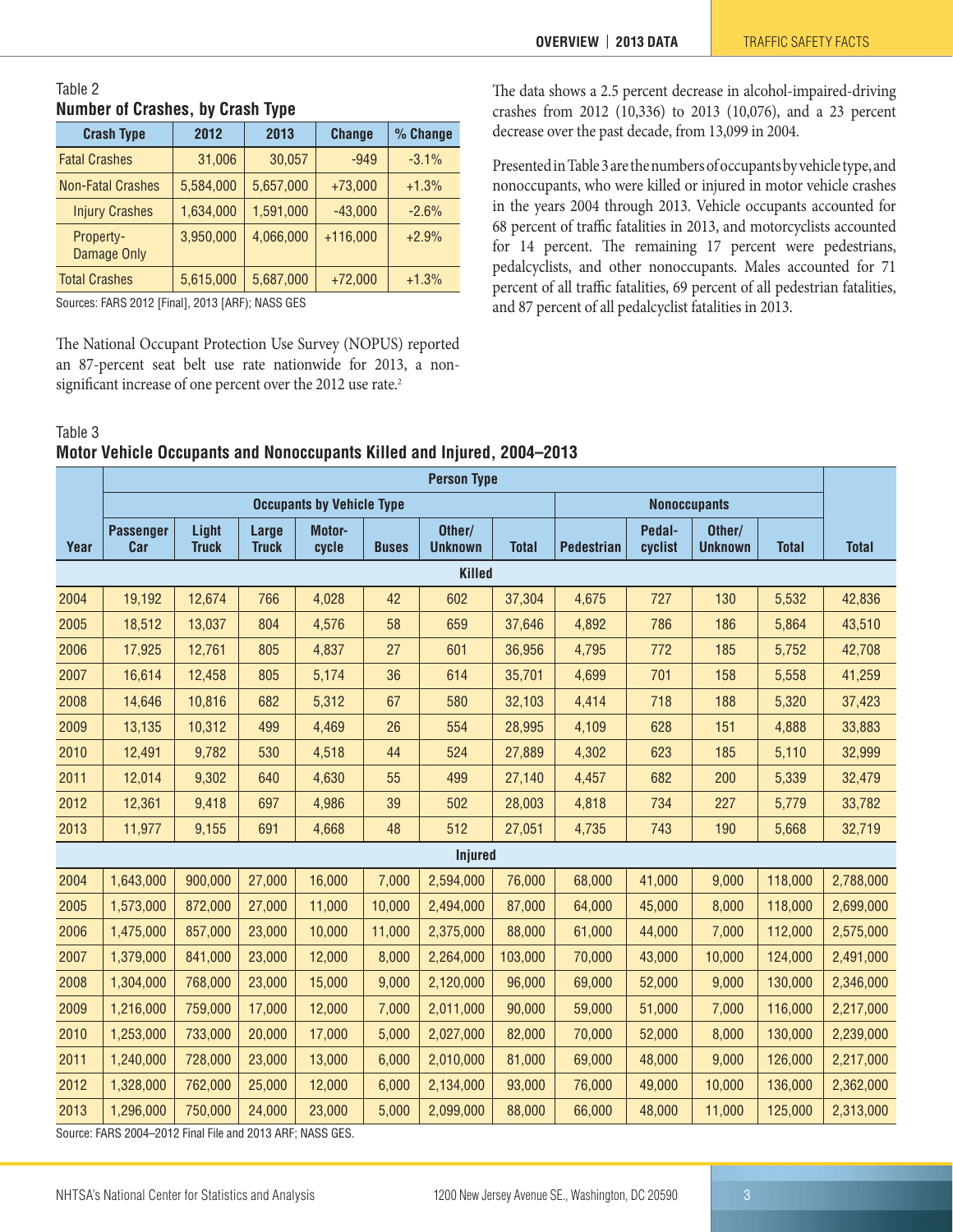Table 2
**Number of Crashes, by Crash Type**

| Crash Type | 2012 | 2013 | Change | % Change |
|---|---|---|---|---|
| Fatal Crashes | 31,006 | 30,057 | -949 | -3.1% |
| Non-Fatal Crashes | 5,584,000 | 5,657,000 | +73,000 | +1.3% |
| Injury Crashes | 1,634,000 | 1,591,000 | -43,000 | -2.6% |
| Property-Damage Only | 3,950,000 | 4,066,000 | +116,000 | +2.9% |
| Total Crashes | 5,615,000 | 5,687,000 | +72,000 | +1.3% |

Sources: FARS 2012 [Final], 2013 [ARF]; NASS GES

The National Occupant Protection Use Survey (NOPUS) reported an 87-percent seat belt use rate nationwide for 2013, a non-significant increase of one percent over the 2012 use rate.[2]

The data shows a 2.5 percent decrease in alcohol-impaired-driving crashes from 2012 (10,336) to 2013 (10,076), and a 23 percent decrease over the past decade, from 13,099 in 2004.

Presented in Table 3 are the numbers of occupants by vehicle type, and nonoccupants, who were killed or injured in motor vehicle crashes in the years 2004 through 2013. Vehicle occupants accounted for 68 percent of traffic fatalities in 2013, and motorcyclists accounted for 14 percent. The remaining 17 percent were pedestrians, pedalcyclists, and other nonoccupants. Males accounted for 71 percent of all traffic fatalities, 69 percent of all pedestrian fatalities, and 87 percent of all pedalcyclist fatalities in 2013.

Table 3
**Motor Vehicle Occupants and Nonoccupants Killed and Injured, 2004–2013**

| | Person Type | | | | | | | | | | | |
|---|---|---|---|---|---|---|---|---|---|---|---|---|
| | Occupants by Vehicle Type | | | | | | | Nonoccupants | | | | |
| Year | Passenger Car | Light Truck | Large Truck | Motor-cycle | Buses | Other/ Unknown | Total | Pedestrian | Pedal-cyclist | Other/ Unknown | Total | Total |
| **Killed** | | | | | | | | | | | | |
| 2004 | 19,192 | 12,674 | 766 | 4,028 | 42 | 602 | 37,304 | 4,675 | 727 | 130 | 5,532 | 42,836 |
| 2005 | 18,512 | 13,037 | 804 | 4,576 | 58 | 659 | 37,646 | 4,892 | 786 | 186 | 5,864 | 43,510 |
| 2006 | 17,925 | 12,761 | 805 | 4,837 | 27 | 601 | 36,956 | 4,795 | 772 | 185 | 5,752 | 42,708 |
| 2007 | 16,614 | 12,458 | 805 | 5,174 | 36 | 614 | 35,701 | 4,699 | 701 | 158 | 5,558 | 41,259 |
| 2008 | 14,646 | 10,816 | 682 | 5,312 | 67 | 580 | 32,103 | 4,414 | 718 | 188 | 5,320 | 37,423 |
| 2009 | 13,135 | 10,312 | 499 | 4,469 | 26 | 554 | 28,995 | 4,109 | 628 | 151 | 4,888 | 33,883 |
| 2010 | 12,491 | 9,782 | 530 | 4,518 | 44 | 524 | 27,889 | 4,302 | 623 | 185 | 5,110 | 32,999 |
| 2011 | 12,014 | 9,302 | 640 | 4,630 | 55 | 499 | 27,140 | 4,457 | 682 | 200 | 5,339 | 32,479 |
| 2012 | 12,361 | 9,418 | 697 | 4,986 | 39 | 502 | 28,003 | 4,818 | 734 | 227 | 5,779 | 33,782 |
| 2013 | 11,977 | 9,155 | 691 | 4,668 | 48 | 512 | 27,051 | 4,735 | 743 | 190 | 5,668 | 32,719 |
| **Injured** | | | | | | | | | | | | |
| 2004 | 1,643,000 | 900,000 | 27,000 | 16,000 | 7,000 | 2,594,000 | 76,000 | 68,000 | 41,000 | 9,000 | 118,000 | 2,788,000 |
| 2005 | 1,573,000 | 872,000 | 27,000 | 11,000 | 10,000 | 2,494,000 | 87,000 | 64,000 | 45,000 | 8,000 | 118,000 | 2,699,000 |
| 2006 | 1,475,000 | 857,000 | 23,000 | 10,000 | 11,000 | 2,375,000 | 88,000 | 61,000 | 44,000 | 7,000 | 112,000 | 2,575,000 |
| 2007 | 1,379,000 | 841,000 | 23,000 | 12,000 | 8,000 | 2,264,000 | 103,000 | 70,000 | 43,000 | 10,000 | 124,000 | 2,491,000 |
| 2008 | 1,304,000 | 768,000 | 23,000 | 15,000 | 9,000 | 2,120,000 | 96,000 | 69,000 | 52,000 | 9,000 | 130,000 | 2,346,000 |
| 2009 | 1,216,000 | 759,000 | 17,000 | 12,000 | 7,000 | 2,011,000 | 90,000 | 59,000 | 51,000 | 7,000 | 116,000 | 2,217,000 |
| 2010 | 1,253,000 | 733,000 | 20,000 | 17,000 | 5,000 | 2,027,000 | 82,000 | 70,000 | 52,000 | 8,000 | 130,000 | 2,239,000 |
| 2011 | 1,240,000 | 728,000 | 23,000 | 13,000 | 6,000 | 2,010,000 | 81,000 | 69,000 | 48,000 | 9,000 | 126,000 | 2,217,000 |
| 2012 | 1,328,000 | 762,000 | 25,000 | 12,000 | 6,000 | 2,134,000 | 93,000 | 76,000 | 49,000 | 10,000 | 136,000 | 2,362,000 |
| 2013 | 1,296,000 | 750,000 | 24,000 | 23,000 | 5,000 | 2,099,000 | 88,000 | 66,000 | 48,000 | 11,000 | 125,000 | 2,313,000 |

Source: FARS 2004–2012 Final File and 2013 ARF; NASS GES.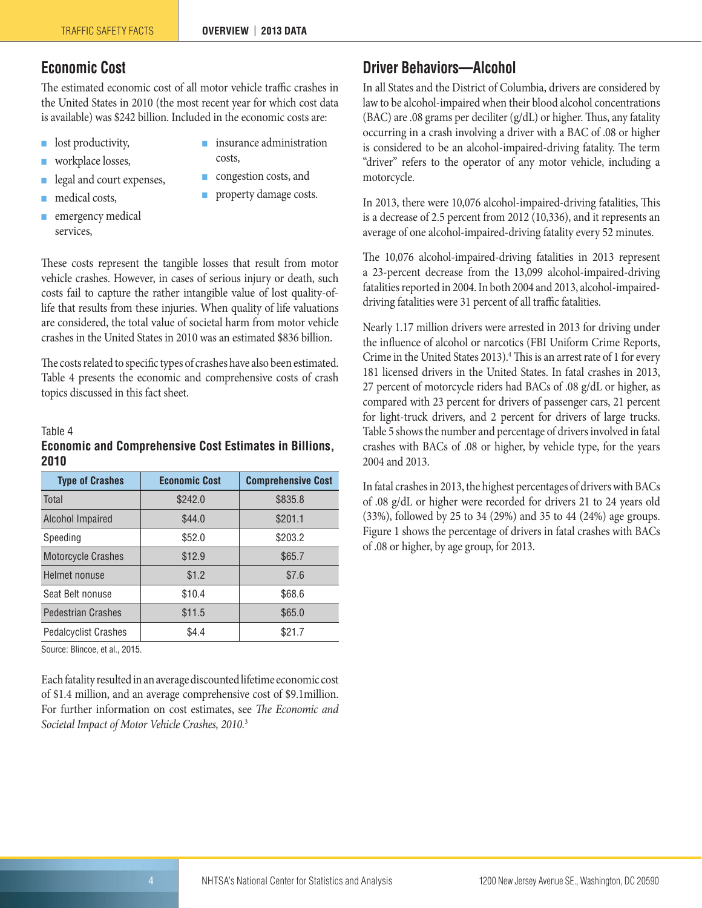## Economic Cost

The estimated economic cost of all motor vehicle traffic crashes in the United States in 2010 (the most recent year for which cost data is available) was $242 billion. Included in the economic costs are:

- lost productivity,
- workplace losses,
- legal and court expenses,
- medical costs,
- emergency medical services,
- insurance administration costs,
- congestion costs, and
- property damage costs.

These costs represent the tangible losses that result from motor vehicle crashes. However, in cases of serious injury or death, such costs fail to capture the rather intangible value of lost quality-of-life that results from these injuries. When quality of life valuations are considered, the total value of societal harm from motor vehicle crashes in the United States in 2010 was an estimated $836 billion.

The costs related to specific types of crashes have also been estimated. Table 4 presents the economic and comprehensive costs of crash topics discussed in this fact sheet.

Table 4

**Economic and Comprehensive Cost Estimates in Billions, 2010**

| Type of Crashes | Economic Cost | Comprehensive Cost |
|---|---|---|
| Total | $242.0 | $835.8 |
| Alcohol Impaired | $44.0 | $201.1 |
| Speeding | $52.0 | $203.2 |
| Motorcycle Crashes | $12.9 | $65.7 |
| Helmet nonuse | $1.2 | $7.6 |
| Seat Belt nonuse | $10.4 | $68.6 |
| Pedestrian Crashes | $11.5 | $65.0 |
| Pedalcyclist Crashes | $4.4 | $21.7 |

Source: Blincoe, et al., 2015.

Each fatality resulted in an average discounted lifetime economic cost of $1.4 million, and an average comprehensive cost of $9.1million. For further information on cost estimates, see *The Economic and Societal Impact of Motor Vehicle Crashes, 2010.*[3]

## Driver Behaviors—Alcohol

In all States and the District of Columbia, drivers are considered by law to be alcohol-impaired when their blood alcohol concentrations (BAC) are .08 grams per deciliter (g/dL) or higher. Thus, any fatality occurring in a crash involving a driver with a BAC of .08 or higher is considered to be an alcohol-impaired-driving fatality. The term "driver" refers to the operator of any motor vehicle, including a motorcycle.

In 2013, there were 10,076 alcohol-impaired-driving fatalities, This is a decrease of 2.5 percent from 2012 (10,336), and it represents an average of one alcohol-impaired-driving fatality every 52 minutes.

The 10,076 alcohol-impaired-driving fatalities in 2013 represent a 23-percent decrease from the 13,099 alcohol-impaired-driving fatalities reported in 2004. In both 2004 and 2013, alcohol-impaired-driving fatalities were 31 percent of all traffic fatalities.

Nearly 1.17 million drivers were arrested in 2013 for driving under the influence of alcohol or narcotics (FBI Uniform Crime Reports, Crime in the United States 2013).[4] This is an arrest rate of 1 for every 181 licensed drivers in the United States. In fatal crashes in 2013, 27 percent of motorcycle riders had BACs of .08 g/dL or higher, as compared with 23 percent for drivers of passenger cars, 21 percent for light-truck drivers, and 2 percent for drivers of large trucks. Table 5 shows the number and percentage of drivers involved in fatal crashes with BACs of .08 or higher, by vehicle type, for the years 2004 and 2013.

In fatal crashes in 2013, the highest percentages of drivers with BACs of .08 g/dL or higher were recorded for drivers 21 to 24 years old (33%), followed by 25 to 34 (29%) and 35 to 44 (24%) age groups. Figure 1 shows the percentage of drivers in fatal crashes with BACs of .08 or higher, by age group, for 2013.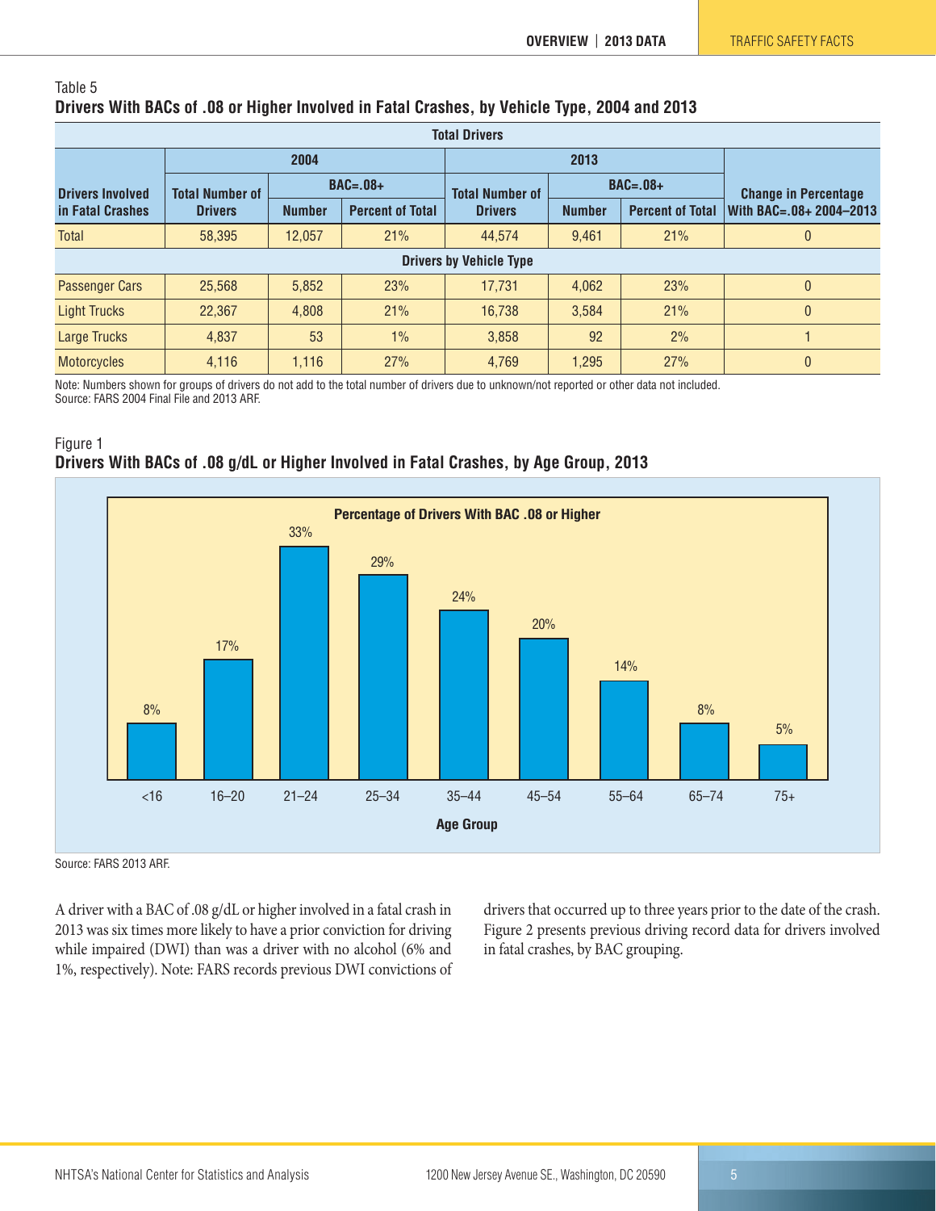Table 5

**Drivers With BACs of .08 or Higher Involved in Fatal Crashes, by Vehicle Type, 2004 and 2013**

| Drivers Involved in Fatal Crashes | 2004 | | | 2013 | | | Change in Percentage With BAC=.08+ 2004–2013 |
|---|---|---|---|---|---|---|---|
| | Total Number of Drivers | BAC=.08+ | | Total Number of Drivers | BAC=.08+ | | |
| | | Number | Percent of Total | | Number | Percent of Total | |
| **Total Drivers** | | | | | | | |
| Total | 58,395 | 12,057 | 21% | 44,574 | 9,461 | 21% | 0 |
| **Drivers by Vehicle Type** | | | | | | | |
| Passenger Cars | 25,568 | 5,852 | 23% | 17,731 | 4,062 | 23% | 0 |
| Light Trucks | 22,367 | 4,808 | 21% | 16,738 | 3,584 | 21% | 0 |
| Large Trucks | 4,837 | 53 | 1% | 3,858 | 92 | 2% | 1 |
| Motorcycles | 4,116 | 1,116 | 27% | 4,769 | 1,295 | 27% | 0 |

Note: Numbers shown for groups of drivers do not add to the total number of drivers due to unknown/not reported or other data not included.
Source: FARS 2004 Final File and 2013 ARF.

Figure 1

**Drivers With BACs of .08 g/dL or Higher Involved in Fatal Crashes, by Age Group, 2013**

**Percentage of Drivers With BAC .08 or Higher**

| Age Group | Percentage |
|---|---|
| <16 | 8% |
| 16–20 | 17% |
| 21–24 | 33% |
| 25–34 | 29% |
| 35–44 | 24% |
| 45–54 | 20% |
| 55–64 | 14% |
| 65–74 | 8% |
| 75+ | 5% |

Source: FARS 2013 ARF.

A driver with a BAC of .08 g/dL or higher involved in a fatal crash in 2013 was six times more likely to have a prior conviction for driving while impaired (DWI) than was a driver with no alcohol (6% and 1%, respectively). Note: FARS records previous DWI convictions of drivers that occurred up to three years prior to the date of the crash. Figure 2 presents previous driving record data for drivers involved in fatal crashes, by BAC grouping.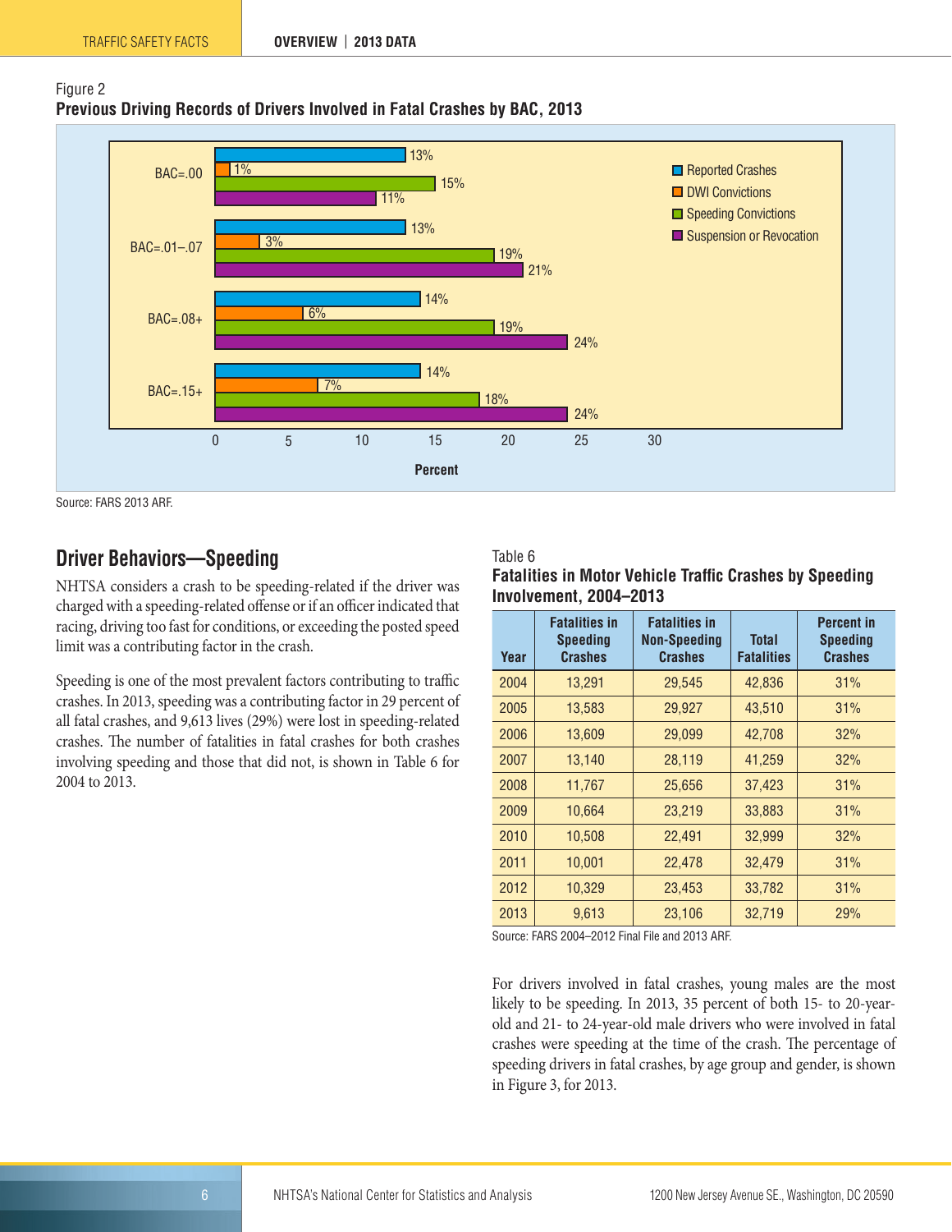Figure 2

**Previous Driving Records of Drivers Involved in Fatal Crashes by BAC, 2013**

| | Reported Crashes | DWI Convictions | Speeding Convictions | Suspension or Revocation |
|---|---|---|---|---|
| BAC=.00 | 13% | 1% | 15% | 11% |
| BAC=.01–.07 | 13% | 3% | 19% | 21% |
| BAC=.08+ | 14% | 6% | 19% | 24% |
| BAC=.15+ | 14% | 7% | 18% | 24% |

Source: FARS 2013 ARF.

## Driver Behaviors—Speeding

NHTSA considers a crash to be speeding-related if the driver was charged with a speeding-related offense or if an officer indicated that racing, driving too fast for conditions, or exceeding the posted speed limit was a contributing factor in the crash.

Speeding is one of the most prevalent factors contributing to traffic crashes. In 2013, speeding was a contributing factor in 29 percent of all fatal crashes, and 9,613 lives (29%) were lost in speeding-related crashes. The number of fatalities in fatal crashes for both crashes involving speeding and those that did not, is shown in Table 6 for 2004 to 2013.

Table 6

**Fatalities in Motor Vehicle Traffic Crashes by Speeding Involvement, 2004–2013**

| Year | Fatalities in Speeding Crashes | Fatalities in Non-Speeding Crashes | Total Fatalities | Percent in Speeding Crashes |
|---|---|---|---|---|
| 2004 | 13,291 | 29,545 | 42,836 | 31% |
| 2005 | 13,583 | 29,927 | 43,510 | 31% |
| 2006 | 13,609 | 29,099 | 42,708 | 32% |
| 2007 | 13,140 | 28,119 | 41,259 | 32% |
| 2008 | 11,767 | 25,656 | 37,423 | 31% |
| 2009 | 10,664 | 23,219 | 33,883 | 31% |
| 2010 | 10,508 | 22,491 | 32,999 | 32% |
| 2011 | 10,001 | 22,478 | 32,479 | 31% |
| 2012 | 10,329 | 23,453 | 33,782 | 31% |
| 2013 | 9,613 | 23,106 | 32,719 | 29% |

Source: FARS 2004–2012 Final File and 2013 ARF.

For drivers involved in fatal crashes, young males are the most likely to be speeding. In 2013, 35 percent of both 15- to 20-year-old and 21- to 24-year-old male drivers who were involved in fatal crashes were speeding at the time of the crash. The percentage of speeding drivers in fatal crashes, by age group and gender, is shown in Figure 3, for 2013.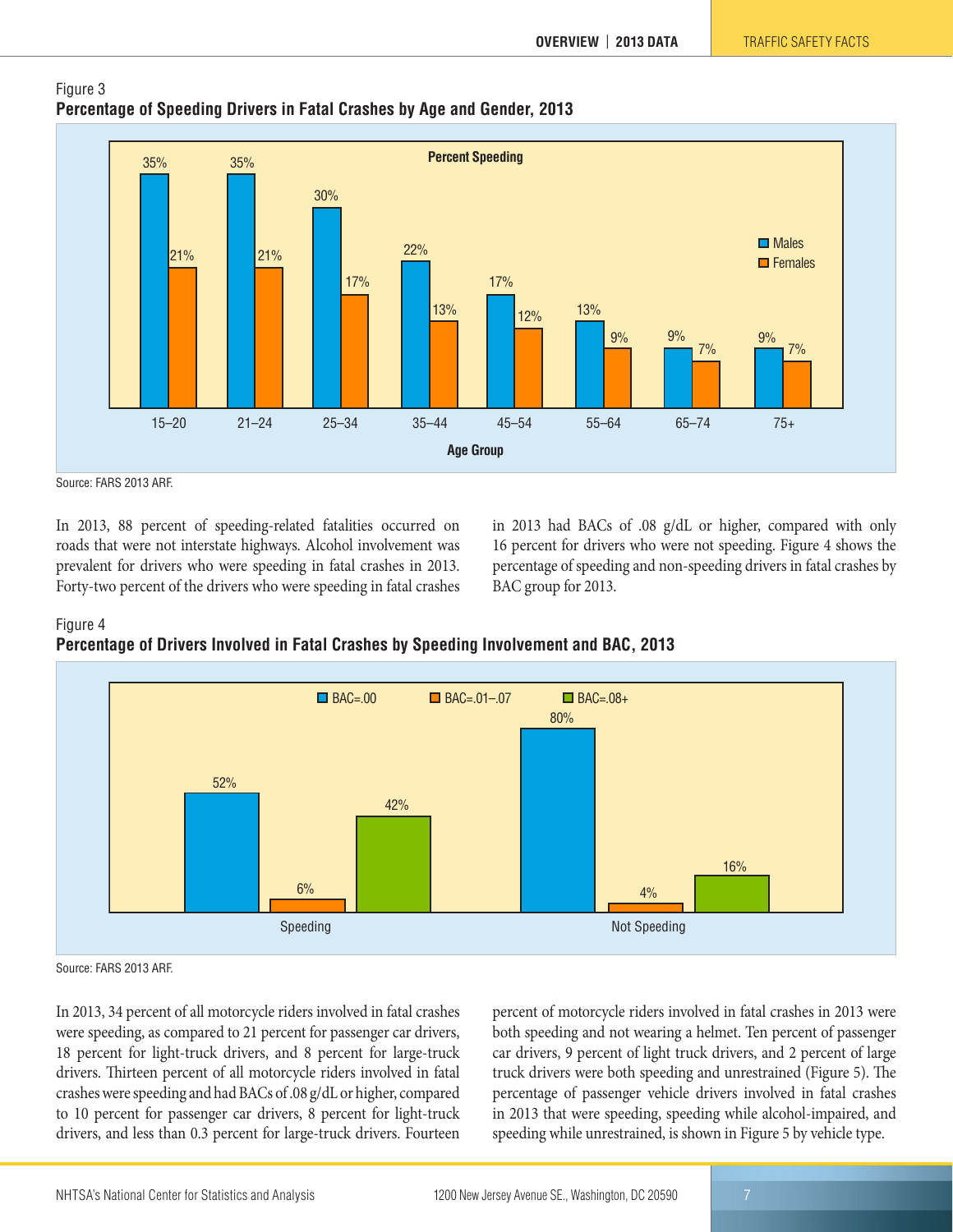Figure 3
**Percentage of Speeding Drivers in Fatal Crashes by Age and Gender, 2013**

| Age Group | Males | Females |
|---|---|---|
| 15–20 | 35% | 21% |
| 21–24 | 35% | 21% |
| 25–34 | 30% | 17% |
| 35–44 | 22% | 13% |
| 45–54 | 17% | 12% |
| 55–64 | 13% | 9% |
| 65–74 | 9% | 7% |
| 75+ | 9% | 7% |

Source: FARS 2013 ARF.

In 2013, 88 percent of speeding-related fatalities occurred on roads that were not interstate highways. Alcohol involvement was prevalent for drivers who were speeding in fatal crashes in 2013. Forty-two percent of the drivers who were speeding in fatal crashes in 2013 had BACs of .08 g/dL or higher, compared with only 16 percent for drivers who were not speeding. Figure 4 shows the percentage of speeding and non-speeding drivers in fatal crashes by BAC group for 2013.

Figure 4
**Percentage of Drivers Involved in Fatal Crashes by Speeding Involvement and BAC, 2013**

| | BAC=.00 | BAC=.01–.07 | BAC=.08+ |
|---|---|---|---|
| Speeding | 52% | 6% | 42% |
| Not Speeding | 80% | 4% | 16% |

Source: FARS 2013 ARF.

In 2013, 34 percent of all motorcycle riders involved in fatal crashes were speeding, as compared to 21 percent for passenger car drivers, 18 percent for light-truck drivers, and 8 percent for large-truck drivers. Thirteen percent of all motorcycle riders involved in fatal crashes were speeding and had BACs of .08 g/dL or higher, compared to 10 percent for passenger car drivers, 8 percent for light-truck drivers, and less than 0.3 percent for large-truck drivers. Fourteen percent of motorcycle riders involved in fatal crashes in 2013 were both speeding and not wearing a helmet. Ten percent of passenger car drivers, 9 percent of light truck drivers, and 2 percent of large truck drivers were both speeding and unrestrained (Figure 5). The percentage of passenger vehicle drivers involved in fatal crashes in 2013 that were speeding, speeding while alcohol-impaired, and speeding while unrestrained, is shown in Figure 5 by vehicle type.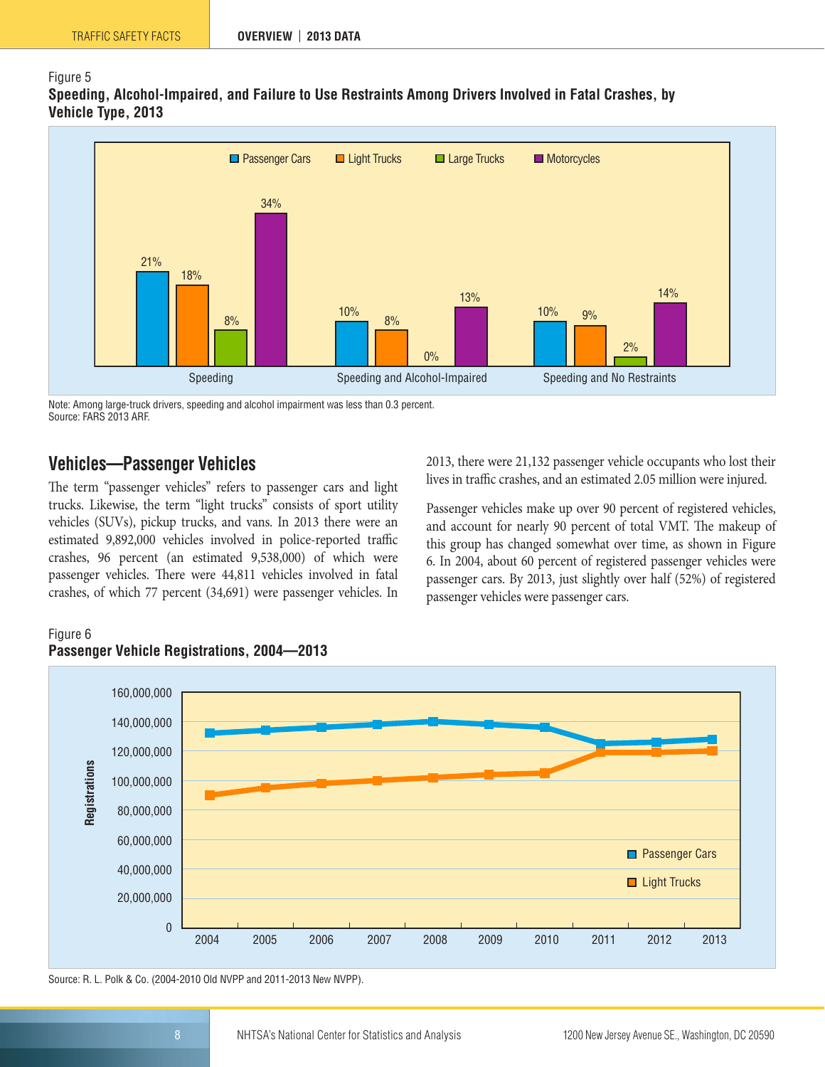Figure 5

**Speeding, Alcohol-Impaired, and Failure to Use Restraints Among Drivers Involved in Fatal Crashes, by Vehicle Type, 2013**

| | Passenger Cars | Light Trucks | Large Trucks | Motorcycles |
|---|---|---|---|---|
| Speeding | 21% | 18% | 8% | 34% |
| Speeding and Alcohol-Impaired | 10% | 8% | 0% | 13% |
| Speeding and No Restraints | 10% | 9% | 2% | 14% |

Note: Among large-truck drivers, speeding and alcohol impairment was less than 0.3 percent.
Source: FARS 2013 ARF.

## Vehicles—Passenger Vehicles

The term "passenger vehicles" refers to passenger cars and light trucks. Likewise, the term "light trucks" consists of sport utility vehicles (SUVs), pickup trucks, and vans. In 2013 there were an estimated 9,892,000 vehicles involved in police-reported traffic crashes, 96 percent (an estimated 9,538,000) of which were passenger vehicles. There were 44,811 vehicles involved in fatal crashes, of which 77 percent (34,691) were passenger vehicles. In 2013, there were 21,132 passenger vehicle occupants who lost their lives in traffic crashes, and an estimated 2.05 million were injured.

Passenger vehicles make up over 90 percent of registered vehicles, and account for nearly 90 percent of total VMT. The makeup of this group has changed somewhat over time, as shown in Figure 6. In 2004, about 60 percent of registered passenger vehicles were passenger cars. By 2013, just slightly over half (52%) of registered passenger vehicles were passenger cars.

Figure 6

**Passenger Vehicle Registrations, 2004—2013**

Source: R. L. Polk & Co. (2004-2010 Old NVPP and 2011-2013 New NVPP).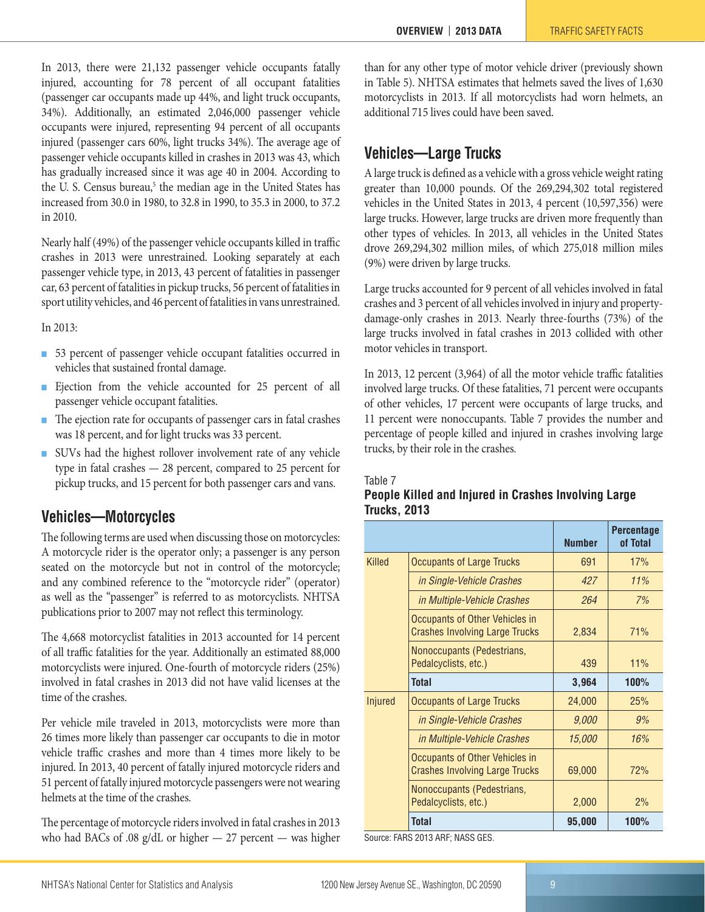In 2013, there were 21,132 passenger vehicle occupants fatally injured, accounting for 78 percent of all occupant fatalities (passenger car occupants made up 44%, and light truck occupants, 34%). Additionally, an estimated 2,046,000 passenger vehicle occupants were injured, representing 94 percent of all occupants injured (passenger cars 60%, light trucks 34%). The average age of passenger vehicle occupants killed in crashes in 2013 was 43, which has gradually increased since it was age 40 in 2004. According to the U. S. Census bureau,[5] the median age in the United States has increased from 30.0 in 1980, to 32.8 in 1990, to 35.3 in 2000, to 37.2 in 2010.

Nearly half (49%) of the passenger vehicle occupants killed in traffic crashes in 2013 were unrestrained. Looking separately at each passenger vehicle type, in 2013, 43 percent of fatalities in passenger car, 63 percent of fatalities in pickup trucks, 56 percent of fatalities in sport utility vehicles, and 46 percent of fatalities in vans unrestrained.

In 2013:

- 53 percent of passenger vehicle occupant fatalities occurred in vehicles that sustained frontal damage.
- Ejection from the vehicle accounted for 25 percent of all passenger vehicle occupant fatalities.
- The ejection rate for occupants of passenger cars in fatal crashes was 18 percent, and for light trucks was 33 percent.
- SUVs had the highest rollover involvement rate of any vehicle type in fatal crashes — 28 percent, compared to 25 percent for pickup trucks, and 15 percent for both passenger cars and vans.

## Vehicles—Motorcycles

The following terms are used when discussing those on motorcycles: A motorcycle rider is the operator only; a passenger is any person seated on the motorcycle but not in control of the motorcycle; and any combined reference to the "motorcycle rider" (operator) as well as the "passenger" is referred to as motorcyclists. NHTSA publications prior to 2007 may not reflect this terminology.

The 4,668 motorcyclist fatalities in 2013 accounted for 14 percent of all traffic fatalities for the year. Additionally an estimated 88,000 motorcyclists were injured. One-fourth of motorcycle riders (25%) involved in fatal crashes in 2013 did not have valid licenses at the time of the crashes.

Per vehicle mile traveled in 2013, motorcyclists were more than 26 times more likely than passenger car occupants to die in motor vehicle traffic crashes and more than 4 times more likely to be injured. In 2013, 40 percent of fatally injured motorcycle riders and 51 percent of fatally injured motorcycle passengers were not wearing helmets at the time of the crashes.

The percentage of motorcycle riders involved in fatal crashes in 2013 who had BACs of .08 g/dL or higher — 27 percent — was higher than for any other type of motor vehicle driver (previously shown in Table 5). NHTSA estimates that helmets saved the lives of 1,630 motorcyclists in 2013. If all motorcyclists had worn helmets, an additional 715 lives could have been saved.

## Vehicles—Large Trucks

A large truck is defined as a vehicle with a gross vehicle weight rating greater than 10,000 pounds. Of the 269,294,302 total registered vehicles in the United States in 2013, 4 percent (10,597,356) were large trucks. However, large trucks are driven more frequently than other types of vehicles. In 2013, all vehicles in the United States drove 269,294,302 million miles, of which 275,018 million miles (9%) were driven by large trucks.

Large trucks accounted for 9 percent of all vehicles involved in fatal crashes and 3 percent of all vehicles involved in injury and property-damage-only crashes in 2013. Nearly three-fourths (73%) of the large trucks involved in fatal crashes in 2013 collided with other motor vehicles in transport.

In 2013, 12 percent (3,964) of all the motor vehicle traffic fatalities involved large trucks. Of these fatalities, 71 percent were occupants of other vehicles, 17 percent were occupants of large trucks, and 11 percent were nonoccupants. Table 7 provides the number and percentage of people killed and injured in crashes involving large trucks, by their role in the crashes.

Table 7
**People Killed and Injured in Crashes Involving Large Trucks, 2013**

| | | Number | Percentage of Total |
|---|---|---|---|
| Killed | Occupants of Large Trucks | 691 | 17% |
| | *in Single-Vehicle Crashes* | *427* | *11%* |
| | *in Multiple-Vehicle Crashes* | *264* | *7%* |
| | Occupants of Other Vehicles in Crashes Involving Large Trucks | 2,834 | 71% |
| | Nonoccupants (Pedestrians, Pedalcyclists, etc.) | 439 | 11% |
| | **Total** | **3,964** | **100%** |
| Injured | Occupants of Large Trucks | 24,000 | 25% |
| | *in Single-Vehicle Crashes* | *9,000* | *9%* |
| | *in Multiple-Vehicle Crashes* | *15,000* | *16%* |
| | Occupants of Other Vehicles in Crashes Involving Large Trucks | 69,000 | 72% |
| | Nonoccupants (Pedestrians, Pedalcyclists, etc.) | 2,000 | 2% |
| | **Total** | **95,000** | **100%** |

Source: FARS 2013 ARF; NASS GES.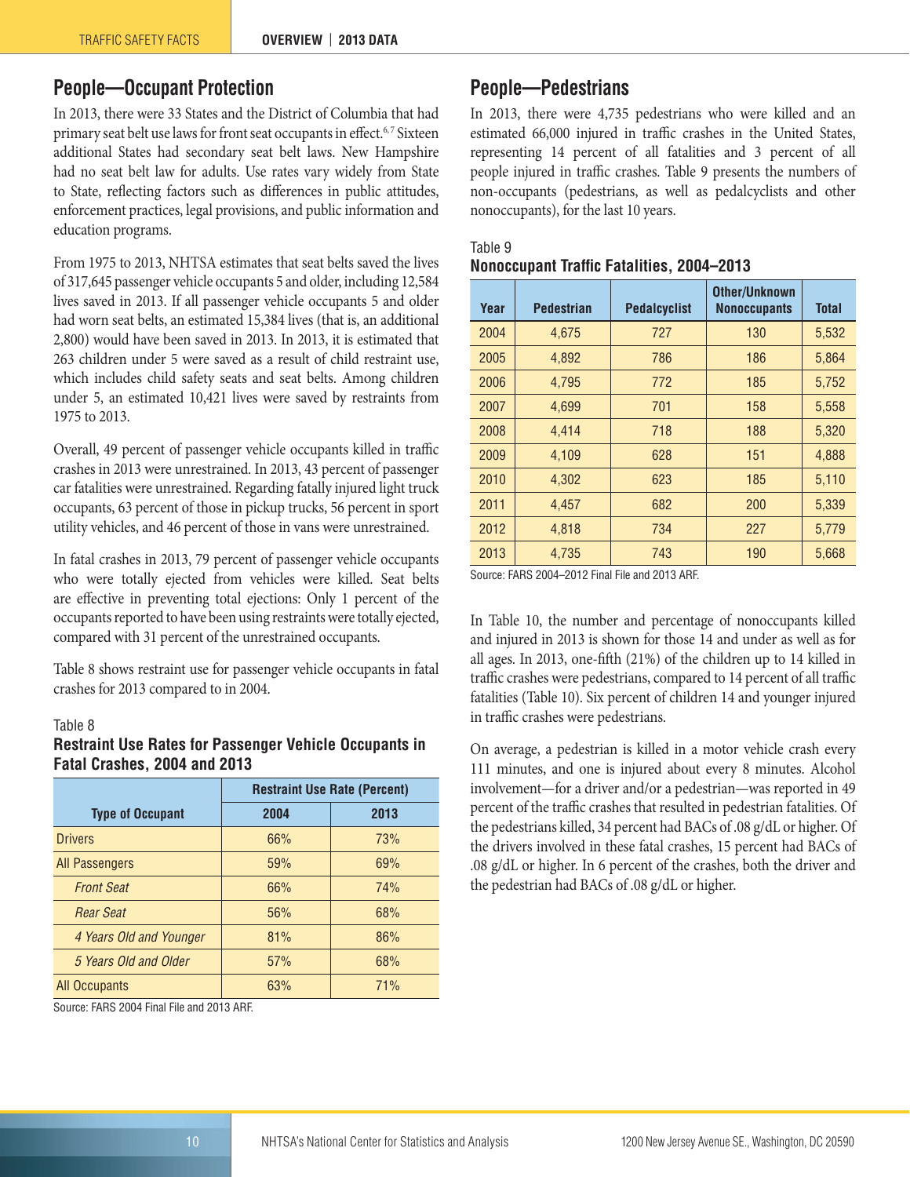## People—Occupant Protection

In 2013, there were 33 States and the District of Columbia that had primary seat belt use laws for front seat occupants in effect.[6,7] Sixteen additional States had secondary seat belt laws. New Hampshire had no seat belt law for adults. Use rates vary widely from State to State, reflecting factors such as differences in public attitudes, enforcement practices, legal provisions, and public information and education programs.

From 1975 to 2013, NHTSA estimates that seat belts saved the lives of 317,645 passenger vehicle occupants 5 and older, including 12,584 lives saved in 2013. If all passenger vehicle occupants 5 and older had worn seat belts, an estimated 15,384 lives (that is, an additional 2,800) would have been saved in 2013. In 2013, it is estimated that 263 children under 5 were saved as a result of child restraint use, which includes child safety seats and seat belts. Among children under 5, an estimated 10,421 lives were saved by restraints from 1975 to 2013.

Overall, 49 percent of passenger vehicle occupants killed in traffic crashes in 2013 were unrestrained. In 2013, 43 percent of passenger car fatalities were unrestrained. Regarding fatally injured light truck occupants, 63 percent of those in pickup trucks, 56 percent in sport utility vehicles, and 46 percent of those in vans were unrestrained.

In fatal crashes in 2013, 79 percent of passenger vehicle occupants who were totally ejected from vehicles were killed. Seat belts are effective in preventing total ejections: Only 1 percent of the occupants reported to have been using restraints were totally ejected, compared with 31 percent of the unrestrained occupants.

Table 8 shows restraint use for passenger vehicle occupants in fatal crashes for 2013 compared to in 2004.

Table 8
**Restraint Use Rates for Passenger Vehicle Occupants in Fatal Crashes, 2004 and 2013**

| Type of Occupant | Restraint Use Rate (Percent) | |
|---|---|---|
| | 2004 | 2013 |
| Drivers | 66% | 73% |
| All Passengers | 59% | 69% |
| *Front Seat* | 66% | 74% |
| *Rear Seat* | 56% | 68% |
| *4 Years Old and Younger* | 81% | 86% |
| *5 Years Old and Older* | 57% | 68% |
| All Occupants | 63% | 71% |

Source: FARS 2004 Final File and 2013 ARF.

## People—Pedestrians

In 2013, there were 4,735 pedestrians who were killed and an estimated 66,000 injured in traffic crashes in the United States, representing 14 percent of all fatalities and 3 percent of all people injured in traffic crashes. Table 9 presents the numbers of non-occupants (pedestrians, as well as pedalcyclists and other nonoccupants), for the last 10 years.

Table 9
**Nonoccupant Traffic Fatalities, 2004–2013**

| Year | Pedestrian | Pedalcyclist | Other/Unknown Nonoccupants | Total |
|---|---|---|---|---|
| 2004 | 4,675 | 727 | 130 | 5,532 |
| 2005 | 4,892 | 786 | 186 | 5,864 |
| 2006 | 4,795 | 772 | 185 | 5,752 |
| 2007 | 4,699 | 701 | 158 | 5,558 |
| 2008 | 4,414 | 718 | 188 | 5,320 |
| 2009 | 4,109 | 628 | 151 | 4,888 |
| 2010 | 4,302 | 623 | 185 | 5,110 |
| 2011 | 4,457 | 682 | 200 | 5,339 |
| 2012 | 4,818 | 734 | 227 | 5,779 |
| 2013 | 4,735 | 743 | 190 | 5,668 |

Source: FARS 2004–2012 Final File and 2013 ARF.

In Table 10, the number and percentage of nonoccupants killed and injured in 2013 is shown for those 14 and under as well as for all ages. In 2013, one-fifth (21%) of the children up to 14 killed in traffic crashes were pedestrians, compared to 14 percent of all traffic fatalities (Table 10). Six percent of children 14 and younger injured in traffic crashes were pedestrians.

On average, a pedestrian is killed in a motor vehicle crash every 111 minutes, and one is injured about every 8 minutes. Alcohol involvement—for a driver and/or a pedestrian—was reported in 49 percent of the traffic crashes that resulted in pedestrian fatalities. Of the pedestrians killed, 34 percent had BACs of .08 g/dL or higher. Of the drivers involved in these fatal crashes, 15 percent had BACs of .08 g/dL or higher. In 6 percent of the crashes, both the driver and the pedestrian had BACs of .08 g/dL or higher.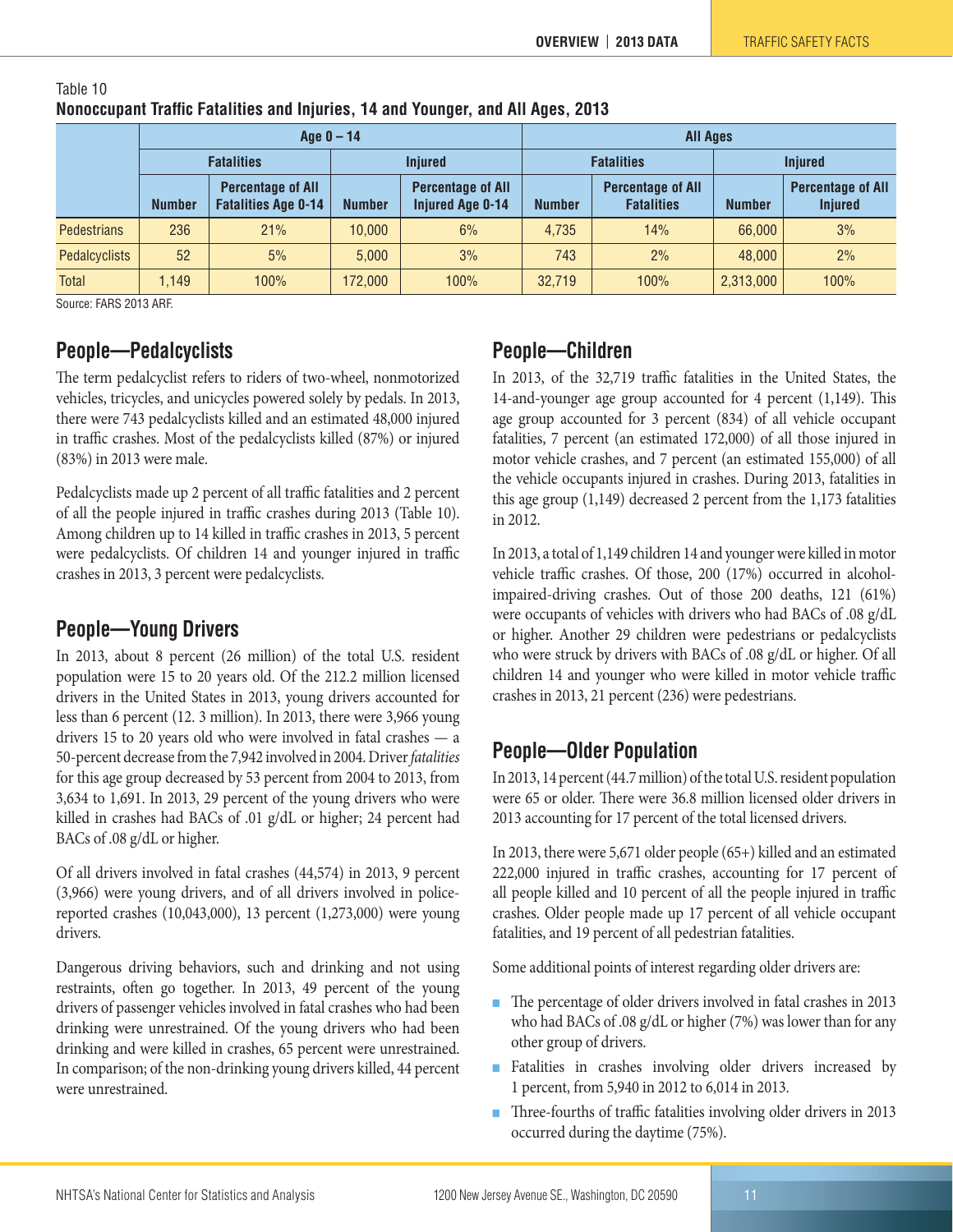Table 10
**Nonoccupant Traffic Fatalities and Injuries, 14 and Younger, and All Ages, 2013**

| | Age 0 – 14 | | | | All Ages | | | |
|---|---|---|---|---|---|---|---|---|
| | Fatalities | | Injured | | Fatalities | | Injured | |
| | Number | Percentage of All Fatalities Age 0-14 | Number | Percentage of All Injured Age 0-14 | Number | Percentage of All Fatalities | Number | Percentage of All Injured |
| Pedestrians | 236 | 21% | 10,000 | 6% | 4,735 | 14% | 66,000 | 3% |
| Pedalcyclists | 52 | 5% | 5,000 | 3% | 743 | 2% | 48,000 | 2% |
| Total | 1,149 | 100% | 172,000 | 100% | 32,719 | 100% | 2,313,000 | 100% |

Source: FARS 2013 ARF.

## People—Pedalcyclists

The term pedalcyclist refers to riders of two-wheel, nonmotorized vehicles, tricycles, and unicycles powered solely by pedals. In 2013, there were 743 pedalcyclists killed and an estimated 48,000 injured in traffic crashes. Most of the pedalcyclists killed (87%) or injured (83%) in 2013 were male.

Pedalcyclists made up 2 percent of all traffic fatalities and 2 percent of all the people injured in traffic crashes during 2013 (Table 10). Among children up to 14 killed in traffic crashes in 2013, 5 percent were pedalcyclists. Of children 14 and younger injured in traffic crashes in 2013, 3 percent were pedalcyclists.

## People—Young Drivers

In 2013, about 8 percent (26 million) of the total U.S. resident population were 15 to 20 years old. Of the 212.2 million licensed drivers in the United States in 2013, young drivers accounted for less than 6 percent (12. 3 million). In 2013, there were 3,966 young drivers 15 to 20 years old who were involved in fatal crashes — a 50-percent decrease from the 7,942 involved in 2004. Driver *fatalities* for this age group decreased by 53 percent from 2004 to 2013, from 3,634 to 1,691. In 2013, 29 percent of the young drivers who were killed in crashes had BACs of .01 g/dL or higher; 24 percent had BACs of .08 g/dL or higher.

Of all drivers involved in fatal crashes (44,574) in 2013, 9 percent (3,966) were young drivers, and of all drivers involved in police-reported crashes (10,043,000), 13 percent (1,273,000) were young drivers.

Dangerous driving behaviors, such and drinking and not using restraints, often go together. In 2013, 49 percent of the young drivers of passenger vehicles involved in fatal crashes who had been drinking were unrestrained. Of the young drivers who had been drinking and were killed in crashes, 65 percent were unrestrained. In comparison; of the non-drinking young drivers killed, 44 percent were unrestrained.

## People—Children

In 2013, of the 32,719 traffic fatalities in the United States, the 14-and-younger age group accounted for 4 percent (1,149). This age group accounted for 3 percent (834) of all vehicle occupant fatalities, 7 percent (an estimated 172,000) of all those injured in motor vehicle crashes, and 7 percent (an estimated 155,000) of all the vehicle occupants injured in crashes. During 2013, fatalities in this age group (1,149) decreased 2 percent from the 1,173 fatalities in 2012.

In 2013, a total of 1,149 children 14 and younger were killed in motor vehicle traffic crashes. Of those, 200 (17%) occurred in alcohol-impaired-driving crashes. Out of those 200 deaths, 121 (61%) were occupants of vehicles with drivers who had BACs of .08 g/dL or higher. Another 29 children were pedestrians or pedalcyclists who were struck by drivers with BACs of .08 g/dL or higher. Of all children 14 and younger who were killed in motor vehicle traffic crashes in 2013, 21 percent (236) were pedestrians.

## People—Older Population

In 2013, 14 percent (44.7 million) of the total U.S. resident population were 65 or older. There were 36.8 million licensed older drivers in 2013 accounting for 17 percent of the total licensed drivers.

In 2013, there were 5,671 older people (65+) killed and an estimated 222,000 injured in traffic crashes, accounting for 17 percent of all people killed and 10 percent of all the people injured in traffic crashes. Older people made up 17 percent of all vehicle occupant fatalities, and 19 percent of all pedestrian fatalities.

Some additional points of interest regarding older drivers are:

- The percentage of older drivers involved in fatal crashes in 2013 who had BACs of .08 g/dL or higher (7%) was lower than for any other group of drivers.
- Fatalities in crashes involving older drivers increased by 1 percent, from 5,940 in 2012 to 6,014 in 2013.
- Three-fourths of traffic fatalities involving older drivers in 2013 occurred during the daytime (75%).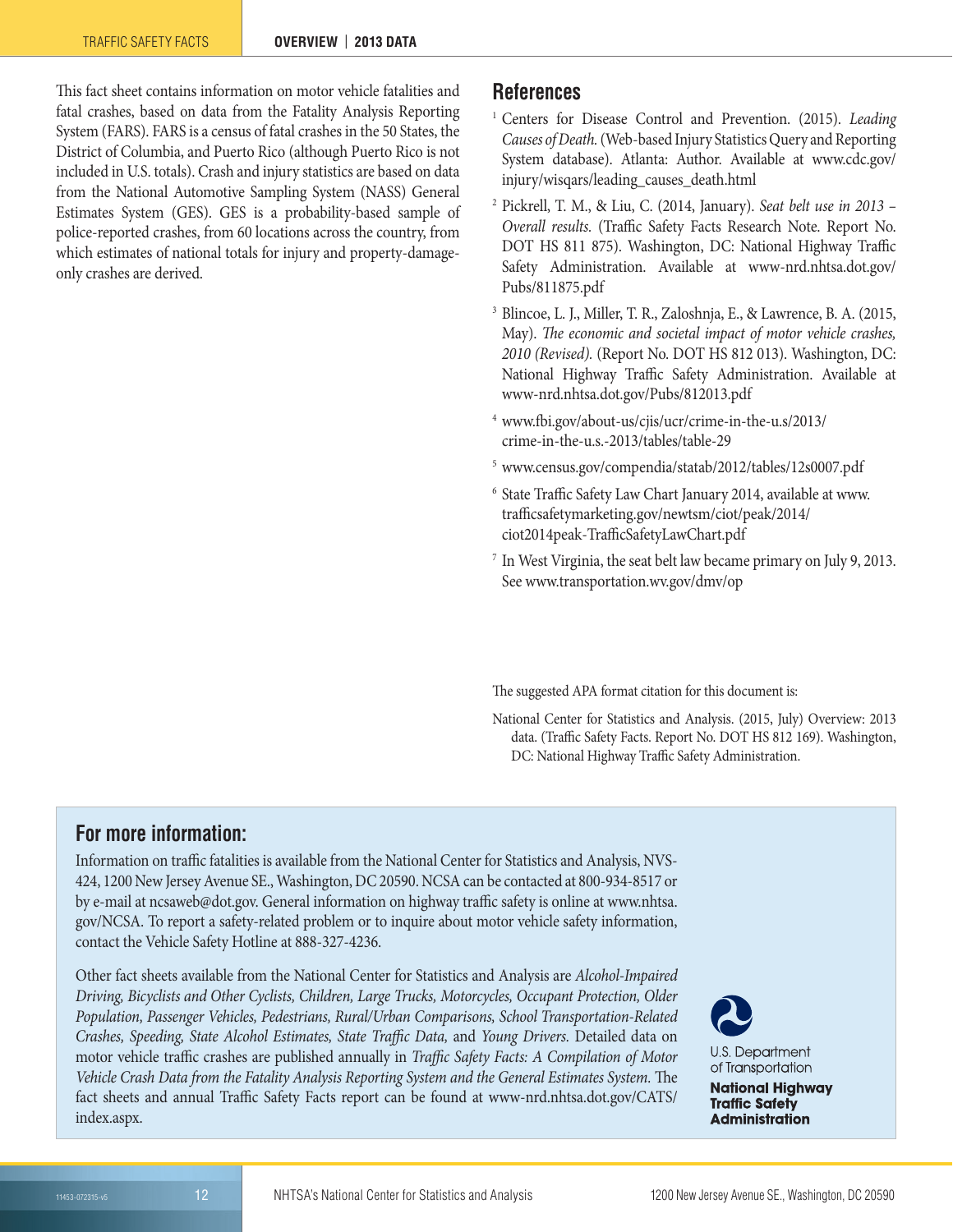This fact sheet contains information on motor vehicle fatalities and fatal crashes, based on data from the Fatality Analysis Reporting System (FARS). FARS is a census of fatal crashes in the 50 States, the District of Columbia, and Puerto Rico (although Puerto Rico is not included in U.S. totals). Crash and injury statistics are based on data from the National Automotive Sampling System (NASS) General Estimates System (GES). GES is a probability-based sample of police-reported crashes, from 60 locations across the country, from which estimates of national totals for injury and property-damage-only crashes are derived.

## References

[1] Centers for Disease Control and Prevention. (2015). *Leading Causes of Death.* (Web-based Injury Statistics Query and Reporting System database). Atlanta: Author. Available at www.cdc.gov/injury/wisqars/leading_causes_death.html

[2] Pickrell, T. M., & Liu, C. (2014, January). *Seat belt use in 2013 – Overall results.* (Traffic Safety Facts Research Note. Report No. DOT HS 811 875). Washington, DC: National Highway Traffic Safety Administration. Available at www-nrd.nhtsa.dot.gov/Pubs/811875.pdf

[3] Blincoe, L. J., Miller, T. R., Zaloshnja, E., & Lawrence, B. A. (2015, May). *The economic and societal impact of motor vehicle crashes, 2010 (Revised).* (Report No. DOT HS 812 013). Washington, DC: National Highway Traffic Safety Administration. Available at www-nrd.nhtsa.dot.gov/Pubs/812013.pdf

[4] www.fbi.gov/about-us/cjis/ucr/crime-in-the-u.s/2013/crime-in-the-u.s.-2013/tables/table-29

[5] www.census.gov/compendia/statab/2012/tables/12s0007.pdf

[6] State Traffic Safety Law Chart January 2014, available at www.trafficsafetymarketing.gov/newtsm/ciot/peak/2014/ciot2014peak-TrafficSafetyLawChart.pdf

[7] In West Virginia, the seat belt law became primary on July 9, 2013. See www.transportation.wv.gov/dmv/op

The suggested APA format citation for this document is:

National Center for Statistics and Analysis. (2015, July) Overview: 2013 data. (Traffic Safety Facts. Report No. DOT HS 812 169). Washington, DC: National Highway Traffic Safety Administration.

## For more information:

Information on traffic fatalities is available from the National Center for Statistics and Analysis, NVS-424, 1200 New Jersey Avenue SE., Washington, DC 20590. NCSA can be contacted at 800-934-8517 or by e-mail at ncsaweb@dot.gov. General information on highway traffic safety is online at www.nhtsa.gov/NCSA. To report a safety-related problem or to inquire about motor vehicle safety information, contact the Vehicle Safety Hotline at 888-327-4236.

Other fact sheets available from the National Center for Statistics and Analysis are *Alcohol-Impaired Driving, Bicyclists and Other Cyclists, Children, Large Trucks, Motorcycles, Occupant Protection, Older Population, Passenger Vehicles, Pedestrians, Rural/Urban Comparisons, School Transportation-Related Crashes, Speeding, State Alcohol Estimates, State Traffic Data,* and *Young Drivers.* Detailed data on motor vehicle traffic crashes are published annually in *Traffic Safety Facts: A Compilation of Motor Vehicle Crash Data from the Fatality Analysis Reporting System and the General Estimates System.* The fact sheets and annual Traffic Safety Facts report can be found at www-nrd.nhtsa.dot.gov/CATS/index.aspx.

U.S. Department of Transportation

**National Highway Traffic Safety Administration**

11453-072315-v5